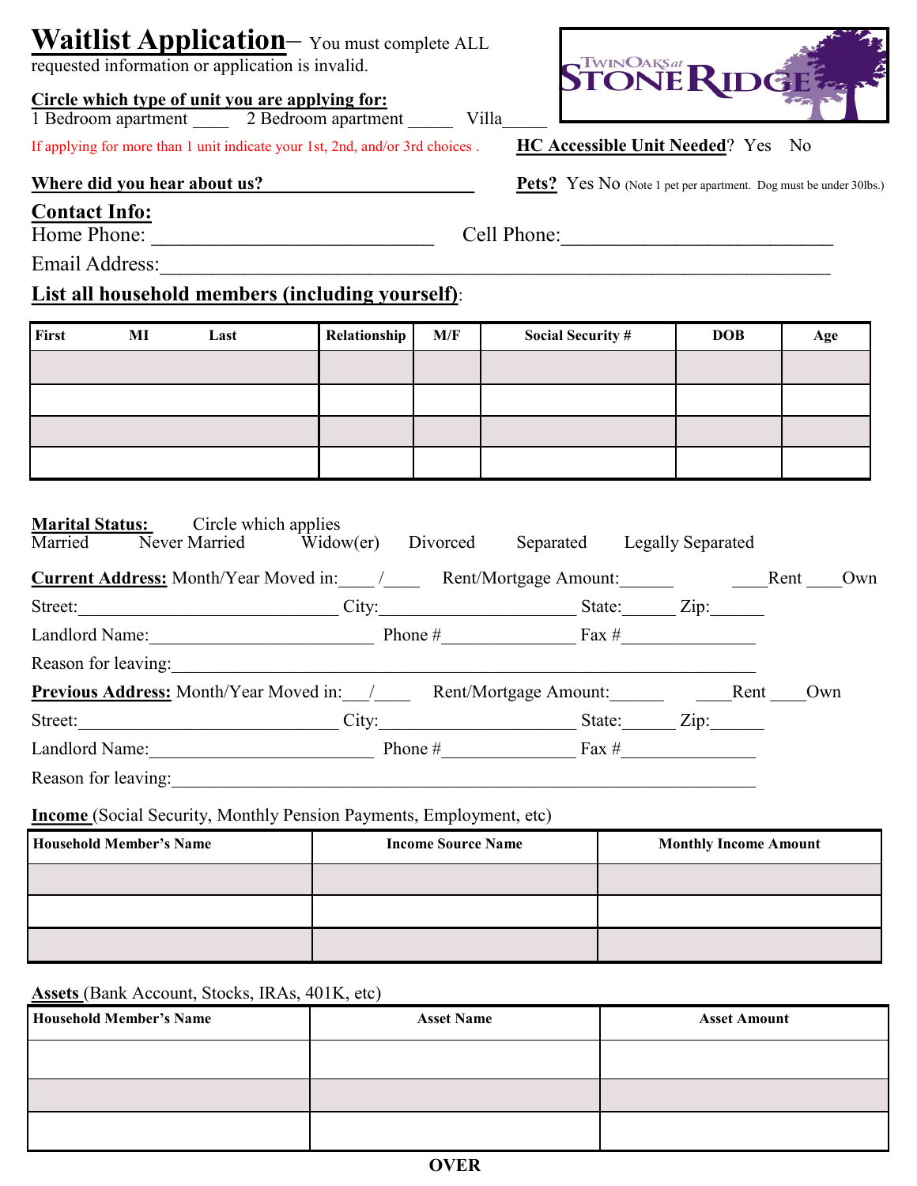# Waitlist Application– You must complete ALL requested information or application is invalid.

TWIN OAKS at STONE RIDGE

**Circle which type of unit you are applying for:**

1 Bedroom apartment ____ 2 Bedroom apartment _____ Villa_____

If applying for more than 1 unit indicate your 1st, 2nd, and/or 3rd choices .

**HC Accessible Unit Needed**? Yes No

**Where did you hear about us?______________________**

**Pets?** Yes No (Note 1 pet per apartment. Dog must be under 30lbs.)

## Contact Info:

Home Phone: ___________________________ Cell Phone:__________________________

Email Address:______________________________________________________________

## List all household members (including yourself):

| First MI Last | Relationship | M/F | Social Security # | DOB | Age |
|---|---|---|---|---|---|
| | | | | | |
| | | | | | |
| | | | | | |
| | | | | | |

**Marital Status:** Circle which applies

Married Never Married Widow(er) Divorced Separated Legally Separated

**Current Address:** Month/Year Moved in:____ /____ Rent/Mortgage Amount:______ ____Rent ____Own

Street:______________________________ City:______________________ State:______ Zip:______

Landlord Name:________________________ Phone #_______________ Fax #_______________

Reason for leaving:___________________________________________________________________

**Previous Address:** Month/Year Moved in:___/____ Rent/Mortgage Amount:______ ____Rent ____Own

Street:______________________________ City:______________________ State:______ Zip:______

Landlord Name:________________________ Phone #_______________ Fax #_______________

Reason for leaving:___________________________________________________________________

**Income** (Social Security, Monthly Pension Payments, Employment, etc)

| Household Member's Name | Income Source Name | Monthly Income Amount |
|---|---|---|
| | | |
| | | |
| | | |

**Assets** (Bank Account, Stocks, IRAs, 401K, etc)

| Household Member's Name | Asset Name | Asset Amount |
|---|---|---|
| | | |
| | | |
| | | |

**OVER**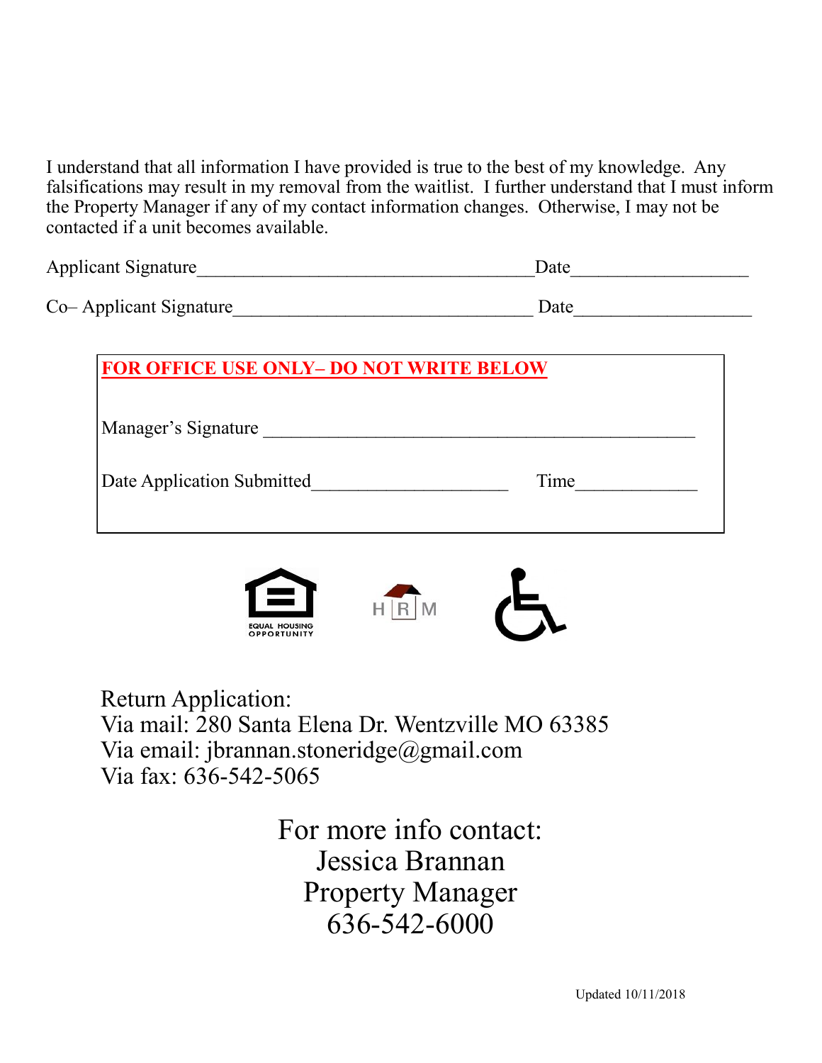I understand that all information I have provided is true to the best of my knowledge. Any falsifications may result in my removal from the waitlist. I further understand that I must inform the Property Manager if any of my contact information changes. Otherwise, I may not be contacted if a unit becomes available.

Applicant Signature____________________________________Date___________________

Co– Applicant Signature________________________________ Date___________________

**FOR OFFICE USE ONLY– DO NOT WRITE BELOW**

Manager's Signature _______________________________________________

Date Application Submitted_____________________ Time_____________

EQUAL HOUSING OPPORTUNITY

H R M

Return Application:
Via mail: 280 Santa Elena Dr. Wentzville MO 63385
Via email: jbrannan.stoneridge@gmail.com
Via fax: 636-542-5065

For more info contact:
Jessica Brannan
Property Manager
636-542-6000

Updated 10/11/2018